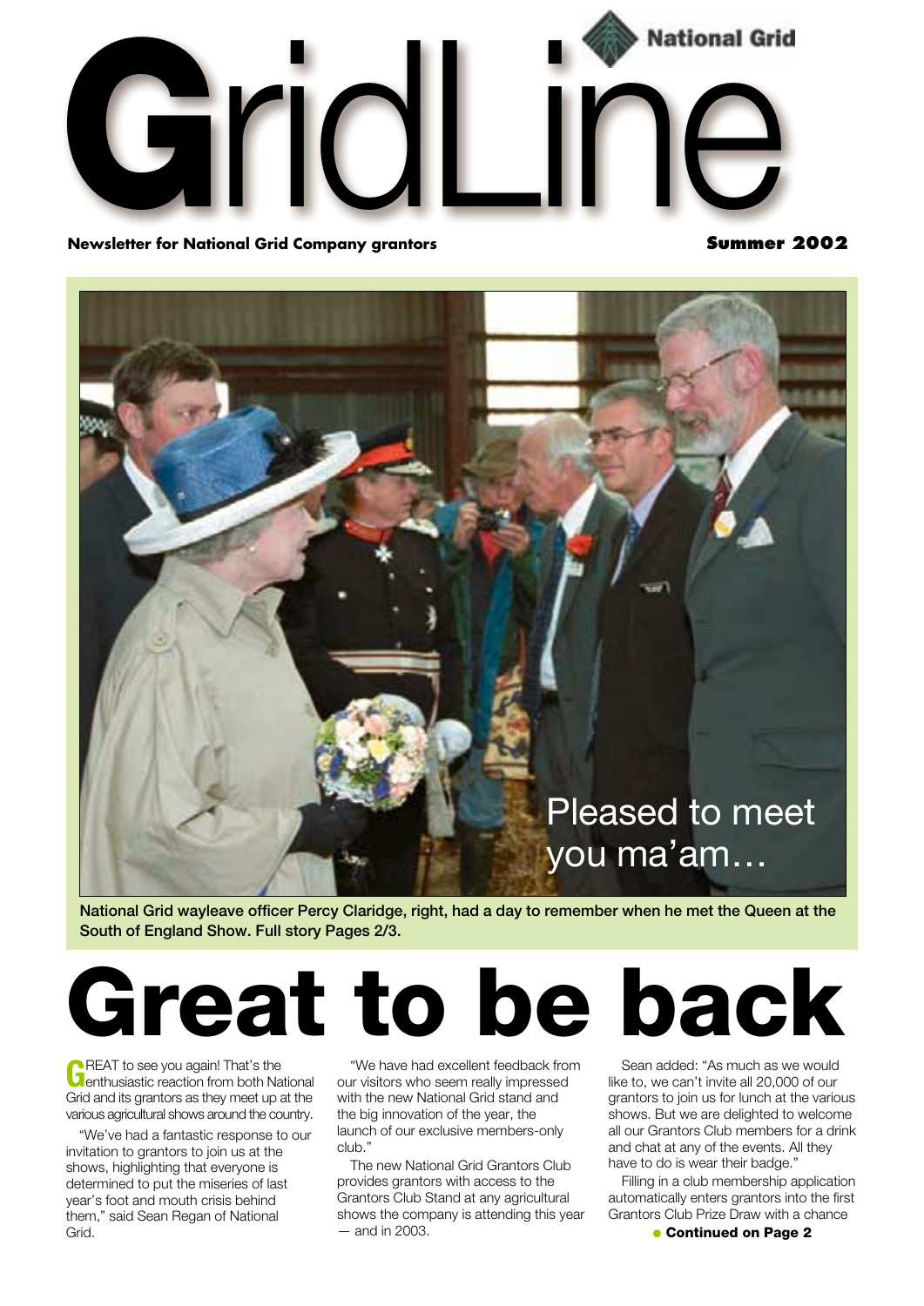# GridLine

National Grid

**Newsletter for National Grid Company grantors**

**Summer 2002**

Pleased to meet you ma'am…

**National Grid wayleave officer Percy Claridge, right, had a day to remember when he met the Queen at the South of England Show. Full story Pages 2/3.**

# Great to be back

GREAT to see you again! That's the enthusiastic reaction from both National Grid and its grantors as they meet up at the various agricultural shows around the country.

"We've had a fantastic response to our invitation to grantors to join us at the shows, highlighting that everyone is determined to put the miseries of last year's foot and mouth crisis behind them," said Sean Regan of National Grid.

"We have had excellent feedback from our visitors who seem really impressed with the new National Grid stand and the big innovation of the year, the launch of our exclusive members-only club."

The new National Grid Grantors Club provides grantors with access to the Grantors Club Stand at any agricultural shows the company is attending this year — and in 2003.

Sean added: "As much as we would like to, we can't invite all 20,000 of our grantors to join us for lunch at the various shows. But we are delighted to welcome all our Grantors Club members for a drink and chat at any of the events. All they have to do is wear their badge."

Filling in a club membership application automatically enters grantors into the first Grantors Club Prize Draw with a chance

**Continued on Page 2**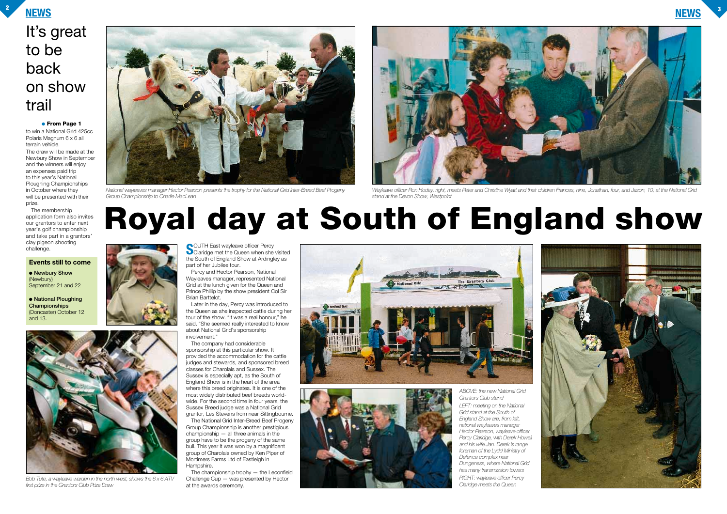# It's great to be back on show trail

● From Page 1

to win a National Grid 425cc Polaris Magnum 6 x 6 all terrain vehicle.

The draw will be made at the Newbury Show in September and the winners will enjoy an expenses paid trip to this year's National Ploughing Championships in October where they will be presented with their prize.

The membership application form also invites our grantors to enter next year's golf championship and take part in a grantors' clay pigeon shooting challenge.

**Events still to come**

- **Newbury Show** (Newbury) September 21 and 22
- **National Ploughing Championships** (Doncaster) October 12 and 13.

*Bob Tute, a wayleave warden in the north west, shows the 6 x 6 ATV first prize in the Grantors Club Prize Draw*

*National wayleaves manager Hector Pearson presents the trophy for the National Grid Inter-Breed Beef Progeny Group Championship to Charlie MacLean*

*Wayleave officer Ron Hodey, right, meets Peter and Christine Wyatt and their children Frances, nine, Jonathan, four, and Jason, 10, at the National Grid stand at the Devon Show, Westpoint*

# Royal day at South of England show

SOUTH East wayleave officer Percy Claridge met the Queen when she visited the South of England Show at Ardingley as part of her Jubilee tour.

Percy and Hector Pearson, National Wayleaves manager, represented National Grid at the lunch given for the Queen and Prince Phillip by the show president Col Sir Brian Barttelot.

Later in the day, Percy was introduced to the Queen as she inspected cattle during her tour of the show. "It was a real honour," he said. "She seemed really interested to know about National Grid's sponsorship involvement."

The company had considerable sponsorship at this particular show. It provided the accommodation for the cattle judges and stewards, and sponsored breed classes for Charolais and Sussex. The Sussex is especially apt, as the South of England Show is in the heart of the area where this breed originates. It is one of the most widely distributed beef breeds world-wide. For the second time in four years, the Sussex Breed judge was a National Grid grantor, Les Stevens from near Sittingbourne.

The National Grid Inter-Breed Beef Progeny Group Championship is another prestigious championship — all three animals in the group have to be the progeny of the same bull. This year it was won by a magnificent group of Charolais owned by Ken Piper of Mortimers Farms Ltd of Eastleigh in Hampshire.

The championship trophy — the Leconfield Challenge Cup — was presented by Hector at the awards ceremony.

*ABOVE: the new National Grid Grantors Club stand*

*LEFT: meeting on the National Grid stand at the South of England Show are, from left, national wayleaves manager Hector Pearson, wayleave officer Percy Claridge, with Derek Howell and his wife Jan. Derek is range foreman of the Lydd Ministry of Defence complex near Dungeness, where National Grid has many transmission towers*

*RIGHT: wayleave officer Percy Claridge meets the Queen*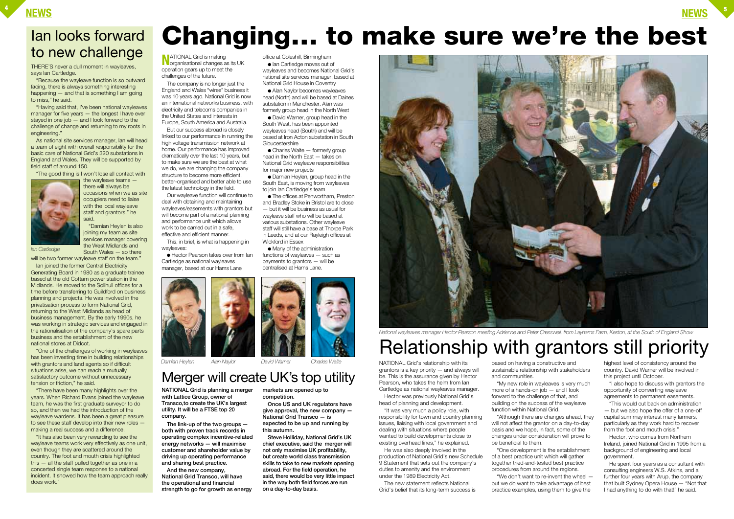## Ian looks forward to new challenge

THERE'S never a dull moment in wayleaves, says Ian Cartledge.

"Because the wayleave function is so outward facing, there is always something interesting happening — and that is something I am going to miss," he said.

"Having said that, I've been national wayleaves manager for five years — the longest I have ever stayed in one job — and I look forward to the challenge of change and returning to my roots in engineering."

As national site services manager, Ian will head a team of eight with overall responsibility for the basic care of National Grid's 320 substations in England and Wales. They will be supported by field staff of around 150.

"The good thing is I won't lose all contact with the wayleave teams — there will always be occasions when we as site occupiers need to liaise with the local wayleave staff and grantors," he said.

*Ian Cartledge*

"Damian Heylen is also joining my team as site services manager covering the West Midlands and South Wales — so there will be two former wayleave staff on the team."

Ian joined the former Central Electricity Generating Board in 1980 as a graduate trainee based at the old Cottam power station in the Midlands. He moved to the Solihull offices for a time before transferring to Guildford on business planning and projects. He was involved in the privatisation process to form National Grid, returning to the West Midlands as head of business management. By the early 1990s, he was working in strategic services and engaged in the rationalisation of the company's spare parts business and the establishment of the new national stores at Didcot.

"One of the challenges of working in wayleaves has been investing time in building relationships with grantors and land agents so if difficult situations arise, we can reach a mutually satisfactory outcome without unnecessary tension or friction," he said.

"There have been many highlights over the years. When Richard Evans joined the wayleave team, he was the first graduate surveyor to do so, and then we had the introduction of the wayleave wardens. It has been a great pleasure to see these staff develop into their new roles — making a real success and a difference.

"It has also been very rewarding to see the wayleave teams work very effectively as one unit, even though they are scattered around the country. The foot and mouth crisis highlighted this — all the staff pulled together as one in a concerted single team response to a national incident. It showed how the team approach really does work."

# Changing... to make sure we're the best

NATIONAL Grid is making organisational changes as its UK operation gears up to meet the challenges of the future.

The company is no longer just the England and Wales "wires" business it was 10 years ago. National Grid is now an international networks business, with electricity and telecoms companies in the United States and interests in Europe, South America and Australia.

But our success abroad is closely linked to our performance in running the high voltage transmission network at home. Our performance has improved dramatically over the last 10 years, but to make sure we are the best at what we do, we are changing the company structure to become more efficient, better-organised and better able to use the latest technology in the field.

Our wayleave function will continue to deal with obtaining and maintaining wayleaves/easements with grantors but will become part of a national planning and performance unit which allows work to be carried out in a safe, effective and efficient manner.

This, in brief, is what is happening in wayleaves:

- Hector Pearson takes over from Ian Cartledge as national wayleaves manager, based at our Hams Lane office at Coleshill, Birmingham
- Ian Cartledge moves out of wayleaves and becomes National Grid's national site services manager, based at National Grid House in Coventry
- Alan Naylor becomes wayleaves head (North) and will be based at Daines substation in Manchester. Alan was formerly group head in the North West
- David Warner, group head in the South West, has been appointed wayleaves head (South) and will be based at Iron Acton substation in South Gloucestershire
- Charles Waite — formerly group head in the North East — takes on National Grid wayleave responsibilities for major new projects
- Damian Heylen, group head in the South East, is moving from wayleaves to join Ian Cartledge's team
- The offices at Penwortham, Preston and Bradley Stoke in Bristol are to close — but it will be business as usual for wayleave staff who will be based at various substations. Other wayleave staff will still have a base at Thorpe Park in Leeds, and at our Rayleigh offices at Wickford in Essex
- Many of the administration functions of wayleaves — such as payments to grantors — will be centralised at Hams Lane.

*Damian Heylen* *Alan Naylor* *David Warner* *Charles Waite*

## Merger will create UK's top utility

**NATIONAL Grid is planning a merger with Lattice Group, owner of Transco,to create the UK's largest utility. It will be a FTSE top 20 company.**

**The link-up of the two groups — both with proven track records in operating complex incentive-related energy networks — will maximise customer and shareholder value by driving up operating performance and sharing best practice.**

**And the new company, National Grid Transco, will have the operational and financial strength to go for growth as energy markets are opened up to competition.**

**Once US and UK regulators have give approval, the new company — National Grid Transco — is expected to be up and running by this autumn.**

**Steve Holliday, National Grid's UK chief executive, said the merger will not only maximise UK profitability, but create world class transmission skills to take to new markets opening abroad. For the field operation, he said, there would be very little impact in the way both field forces are run on a day-to-day basis.**

*National wayleaves manager Hector Pearson meeting Adrienne and Peter Cresswell, from Layhams Farm, Keston, at the South of England Show*

## Relationship with grantors still priority

NATIONAL Grid's relationship with its grantors is a key priority — and always will be. This is the assurance given by Hector Pearson, who takes the helm from Ian Cartledge as national wayleaves manager.

Hector was previously National Grid's head of planning and development.

"It was very much a policy role, with responsibility for town and country planning issues, liaising with local government and dealing with situations where people wanted to build developments close to existing overhead lines," he explained.

He was also deeply involved in the production of National Grid's new Schedule 9 Statement that sets out the company's duties to amenity and the environment under the 1989 Electricity Act.

The new statement reflects National Grid's belief that its long-term success is based on having a constructive and sustainable relationship with stakeholders and communities.

"My new role in wayleaves is very much more of a hands-on job — and I look forward to the challenge of that, and building on the success of the wayleave function within National Grid.

"Although there are changes ahead, they will not affect the grantor on a day-to-day basis and we hope, in fact, some of the changes under consideration will prove to be beneficial to them.

"One development is the establishment of a best practice unit which will gather together tried-and-tested best practice procedures from around the regions.

"We don't want to re-invent the wheel — but we do want to take advantage of best practice examples, using them to give the highest level of consistency around the country. David Warner will be involved in this project until October.

"I also hope to discuss with grantors the opportunity of converting wayleave agreements to permanent easements.

"This would cut back on administration — but we also hope the offer of a one-off capital sum may interest many farmers, particularly as they work hard to recover from the foot and mouth crisis."

Hector, who comes from Northern Ireland, joined National Grid in 1995 from a background of engineering and local government.

He spent four years as a consultant with consulting engineers W.S. Atkins, and a further four years with Arup, the company that built Sydney Opera House — "Not that I had anything to do with that!" he said.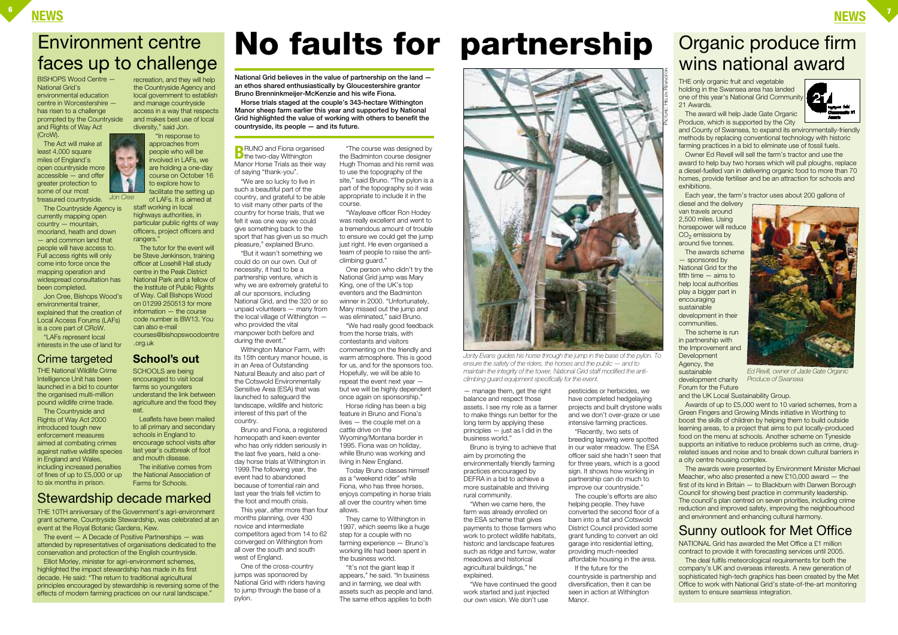# Environment centre faces up to challenge

BISHOPS Wood Centre — National Grid's environmental education centre in Worcestershire — has risen to a challenge prompted by the Countryside and Rights of Way Act (CroW).

The Act will make at least 4,000 square miles of England's open countryside more accessible — and offer greater protection to some of our most treasured countryside.

*Jon Cree*

The Countryside Agency is currently mapping open country — mountain, moorland, heath and down — and common land that people will have access to. Full access rights will only come into force once the mapping operation and widespread consultation has been completed.

Jon Cree, Bishops Wood's environmental trainer, explained that the creation of Local Access Forums (LAFs) is a core part of CRoW.

"LAFs represent local interests in the use of land for recreation, and they will help the Countryside Agency and local government to establish and manage countryside access in a way that respects and makes best use of local diversity," said Jon.

"In response to approaches from people who will be involved in LAFs, we are holding a one-day course on October 16 to explore how to facilitate the setting up of LAFs. It is aimed at staff working in local highways authorities, in particular public rights of way officers, project officers and rangers."

The tutor for the event will be Steve Jenkinson, training officer at Losehill Hall study centre in the Peak District National Park and a fellow of the Institute of Public Rights of Way. Call Bishops Wood on 01299 250513 for more information — the course code number is BW13. You can also e-mail courses@bishopswoodcentre.org.uk

## Crime targeted

THE National Wildlife Crime Intelligence Unit has been launched in a bid to counter the organised multi-million pound wildlife crime trade.

The Countryside and Rights of Way Act 2000 introduced tough new enforcement measures aimed at combating crimes against native wildlife species in England and Wales, including increased penalties of fines of up to £5,000 or up to six months in prison.

## School's out

SCHOOLS are being encouraged to visit local farms so youngsters understand the link between agriculture and the food they eat.

Leaflets have been mailed to all primary and secondary schools in England to encourage school visits after last year's outbreak of foot and mouth disease.

The initiative comes from the National Association of Farms for Schools.

## Stewardship decade marked

THE 10TH anniversary of the Government's agri-environment grant scheme, Countryside Stewardship, was celebrated at an event at the Royal Botanic Gardens, Kew.

The event — A Decade of Positive Partnerships — was attended by representatives of organisations dedicated to the conservation and protection of the English countryside.

Elliot Morley, minister for agri-environment schemes, highlighted the impact stewardship has made in its first decade. He said: "The return to traditional agricultural principles encouraged by stewardship is reversing some of the effects of modern farming practices on our rural landscape."

# No faults for partnership

**National Grid believes in the value of partnership on the land — an ethos shared enthusiastically by Gloucestershire grantor Bruno Brenninkmeijer-McKenzie and his wife Fiona.**

**Horse trials staged at the couple's 343-hectare Withington Manor sheep farm earlier this year and supported by National Grid highlighted the value of working with others to benefit the countryside, its people — and its future.**

BRUNO and Fiona organised the two-day Withington Manor Horse Trials as their way of saying "thank-you".

"We are so lucky to live in such a beautiful part of the country, and grateful to be able to visit many other parts of the country for horse trials, that we felt it was one way we could give something back to the sport that has given us so much pleasure," explained Bruno.

"But it wasn't something we could do on our own. Out of necessity, it had to be a partnership venture, which is why we are extremely grateful to all our sponsors, including National Grid, and the 320 or so unpaid volunteers — many from the local village of Withington — who provided the vital manpower both before and during the event."

Withington Manor Farm, with its 15th century manor house, is in an Area of Outstanding Natural Beauty and also part of the Cotswold Environmentally Sensitive Area (ESA) that was launched to safeguard the landscape, wildlife and historic interest of this part of the country.

Bruno and Fiona, a registered homeopath and keen eventer who has only ridden seriously in the last five years, held a one-day horse trials at Withington in 1999.The following year, the event had to abandoned because of torrential rain and last year the trials fell victim to the foot and mouth crisis.

This year, after more than four months planning, over 430 novice and intermediate competitors aged from 14 to 62 converged on Withington from all over the south and south west of England.

One of the cross-country jumps was sponsored by National Grid with riders having to jump through the base of a pylon.

"The course was designed by the Badminton course designer Hugh Thomas and his remit was to use the topography of the site," said Bruno. "The pylon is a part of the topography so it was appropriate to include it in the course.

"Wayleave officer Ron Hodey was really excellent and went to a tremendous amount of trouble to ensure we could get the jump just right. He even organised a team of people to raise the anti-climbing guard."

One person who didn't try the National Grid jump was Mary King, one of the UK's top eventers and the Badminton winner in 2000. "Unfortunately, Mary missed out the jump and was eliminated," said Bruno.

"We had really good feedback from the horse trials, with contestants and visitors commenting on the friendly and warm atmosphere. This is good for us, and for the sponsors too. Hopefully, we will be able to repeat the event next year — but we will be highly dependent once again on sponsorship."

Horse riding has been a big feature in Bruno and Fiona's lives — the couple met on a cattle drive on the Wyoming/Montana border in 1995. Fiona was on holiday, while Bruno was working and living in New England.

Today Bruno classes himself as a "weekend rider" while Fiona, who has three horses, enjoys competing in horse trials all over the country when time allows.

They came to Withington in 1997, which seems like a huge step for a couple with no farming experience — Bruno's working life had been spent in the business world.

"It's not the giant leap it appears," he said. "In business and in farming, we deal with assets such as people and land. The same ethos applies to both — manage them, get the right balance and respect those assets. I see my role as a farmer to make things run better for the long term by applying these principles — just as I did in the business world."

*Jonty Evans guides his horse through the jump in the base of the pylon. To ensure the safety of the riders, the horses and the public — and to maintain the integrity of the tower, National Grid staff modified the anti-climbing guard equipment specifically for the event.*

PICTURE: HELEN REVINGTON

Bruno is trying to achieve that aim by promoting the environmentally friendly farming practices encouraged by DEFRA in a bid to achieve a more sustainable and thriving rural community.

"When we came here, the farm was already enrolled on the ESA scheme that gives payments to those farmers who work to protect wildlife habitats, historic and landscape features such as ridge and furrow, water meadows and historical agricultural buildings," he explained.

"We have continued the good work started and just injected our own vision. We don't use pesticides or herbicides, we have completed hedgelaying projects and built drystone walls and we don't over-graze or use intensive farming practices.

"Recently, two sets of breeding lapwing were spotted in our water meadow. The ESA officer said she hadn't seen that for three years, which is a good sign. It shows how working in partnership can do much to improve our countryside."

The couple's efforts are also helping people. They have converted the second floor of a barn into a flat and Cotswold District Council provided some grant funding to convert an old garage into residential letting, providing much-needed affordable housing in the area.

If the future for the countryside is partnership and diversification, then it can be seen in action at Withington Manor.

# Organic produce firm wins national award

THE only organic fruit and vegetable holding in the Swansea area has landed one of this year's National Grid Community 21 Awards.

The award will help Jade Gate Organic Produce, which is supported by the City and County of Swansea, to expand its environmentally-friendly methods by replacing conventional technology with historic farming practices in a bid to eliminate use of fossil fuels.

Owner Ed Revell will sell the farm's tractor and use the award to help buy two horses which will pull ploughs, replace a diesel-fuelled van in delivering organic food to more than 70 homes, provide fertiliser and be an attraction for schools and exhibitions.

Each year, the farm's tractor uses about 200 gallons of diesel and the delivery van travels around 2,500 miles. Using horsepower will reduce $CO_2$ emissions by around five tonnes.

*Ed Revill, owner of Jade Gate Organic Produce of Swansea*

The awards scheme — sponsored by National Grid for the fifth time — aims to help local authorities play a bigger part in encouraging sustainable development in their communities.

The scheme is run in partnership with the Improvement and Development Agency, the sustainable development charity Forum for the Future and the UK Local Sustainability Group.

Awards of up to £5,000 went to 10 varied schemes, from a Green Fingers and Growing Minds initiative in Worthing to boost the skills of children by helping them to build outside learning areas, to a project that aims to put locally-produced food on the menu at schools. Another scheme on Tyneside supports an initiative to reduce problems such as crime, drug-related issues and noise and to break down cultural barriers in a city centre housing complex.

The awards were presented by Environment Minister Michael Meacher, who also presented a new £10,000 award — the first of its kind in Britain — to Blackburn with Darwen Borough Council for showing best practice in community leadership. The council's plan centred on seven priorities, including crime reduction and improved safety, improving the neighbourhood and environment and enhancing cultural harmony.

# Sunny outlook for Met Office

NATIONAL Grid has awarded the Met Office a £1 million contract to provide it with forecasting services until 2005.

The deal fulfils meteorological requirements for both the company's UK and overseas interests. A new generation of sophisticated high-tech graphics has been created by the Met Office to work with National Grid's state-of-the-art monitoring system to ensure seamless integration.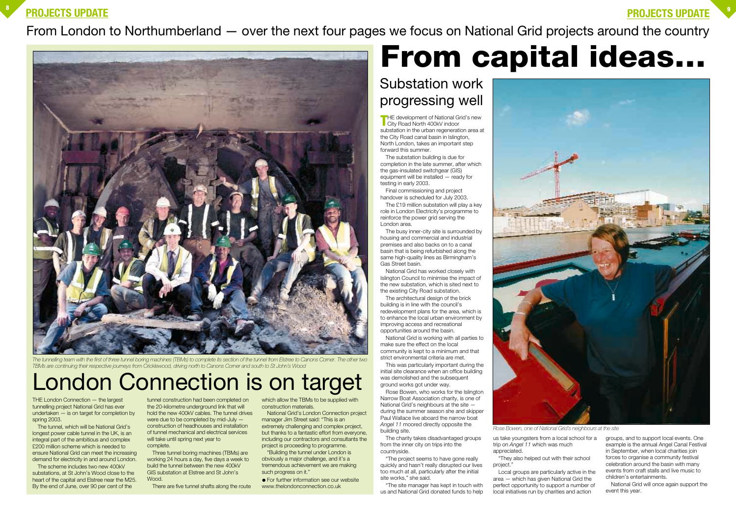From London to Northumberland — over the next four pages we focus on National Grid projects around the country

*The tunnelling team with the first of three tunnel boring machines (TBMs) to complete its section of the tunnel from Elstree to Canons Corner. The other two TBMs are continuing their respective journeys from Cricklewood, driving north to Canons Corner and south to St John's Wood*

# London Connection is on target

THE London Connection — the largest tunnelling project National Grid has ever undertaken — is on target for completion by spring 2003.

The tunnel, which will be National Grid's longest power cable tunnel in the UK, is an integral part of the ambitious and complex £200 million scheme which is needed to ensure National Grid can meet the increasing demand for electricity in and around London.

The scheme includes two new 400kV substations, at St John's Wood close to the heart of the capital and Elstree near the M25. By the end of June, over 90 per cent of the tunnel construction had been completed on the 20-kilometre underground link that will hold the new 400kV cables. The tunnel drives were due to be completed by mid-July — construction of headhouses and installation of tunnel mechanical and electrical services will take until spring next year to complete.

Three tunnel boring machines (TBMs) are working 24 hours a day, five days a week to build the tunnel between the new 400kV GIS substation at Elstree and St John's Wood.

There are five tunnel shafts along the route which allow the TBMs to be supplied with construction materials.

National Grid's London Connection project manager Jim Street said: "This is an extremely challenging and complex project, but thanks to a fantastic effort from everyone, including our contractors and consultants the project is proceeding to programme.

"Building the tunnel under London is obviously a major challenge, and it's a tremendous achievement we are making such progress on it."

- For further information see our website www.thelondonconnection.co.uk

# From capital ideas...

## Substation work progressing well

THE development of National Grid's new City Road North 400kV indoor substation in the urban regeneration area at the City Road canal basin in Islington, North London, takes an important step forward this summer.

The substation building is due for completion in the late summer, after which the gas-insulated switchgear (GIS) equipment will be installed — ready for testing in early 2003.

Final commissioning and project handover is scheduled for July 2003.

The £19 million substation will play a key role in London Electricity's programme to reinforce the power grid serving the London area.

The busy inner-city site is surrounded by housing and commercial and industrial premises and also backs on to a canal basin that is being refurbished along the same high-quality lines as Birmingham's Gas Street basin.

National Grid has worked closely with Islington Council to minimise the impact of the new substation, which is sited next to the existing City Road substation.

The architectural design of the brick building is in line with the council's redevelopment plans for the area, which is to enhance the local urban environment by improving access and recreational opportunities around the basin.

National Grid is working with all parties to make sure the effect on the local community is kept to a minimum and that strict environmental criteria are met.

This was particularly important during the initial site clearance when an office building was demolished and the subsequent ground works got under way.

Rose Bowen, who works for the Islington Narrow Boat Association charity, is one of National Grid's neighbours at the site — during the summer season she and skipper Paul Wallace live aboard the narrow boat *Angel 11* moored directly opposite the building site.

The charity takes disadvantaged groups from the inner city on trips into the countryside.

"The project seems to have gone really quickly and hasn't really disrupted our lives too much at all, particularly after the initial site works," she said.

"The site manager has kept in touch with us and National Grid donated funds to help us take youngsters from a local school for a trip on *Angel 11* which was much appreciated.

"They also helped out with their school project."

Local groups are particularly active in the area — which has given National Grid the perfect opportunity to support a number of local initiatives run by charities and action groups, and to support local events. One example is the annual Angel Canal Festival in September, when local charities join forces to organise a community festival celebration around the basin with many events from craft stalls and live music to children's entertainments.

National Grid will once again support the event this year.

*Rose Bowen, one of National Grid's neighbours at the site*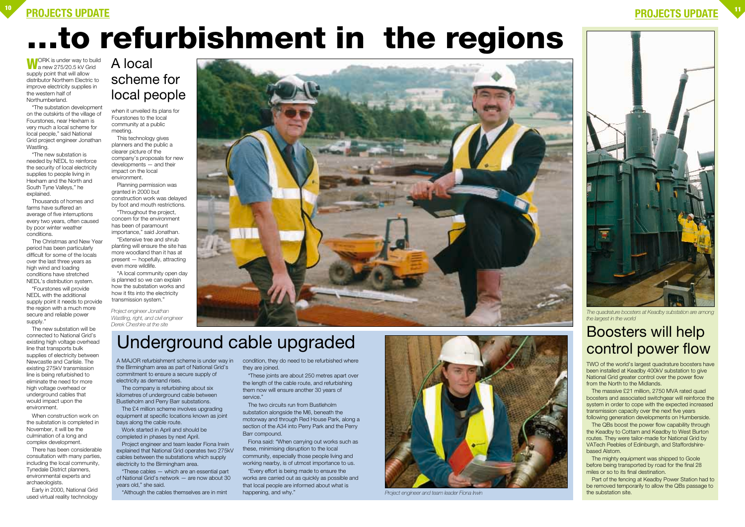# ...to refurbishment in the regions

## A local scheme for local people

WORK is under way to build a new 275/20.5 kV Grid supply point that will allow distributor Northern Electric to improve electricity supplies in the western half of Northumberland.

"The substation development on the outskirts of the village of Fourstones, near Hexham is very much a local scheme for local people," said National Grid project engineer Jonathan Wastling.

"The new substation is needed by NEDL to reinforce the security of local electricity supplies to people living in Hexham and the North and South Tyne Valleys," he explained.

Thousands of homes and farms have suffered an average of five interruptions every two years, often caused by poor winter weather conditions.

The Christmas and New Year period has been particularly difficult for some of the locals over the last three years as high wind and loading conditions have stretched NEDL's distribution system.

"Fourstones will provide NEDL with the additional supply point it needs to provide the region with a much more secure and reliable power supply."

The new substation will be connected to National Grid's existing high voltage overhead line that transports bulk supplies of electricity between Newcastle and Carlisle. The existing 275kV transmission line is being refurbished to eliminate the need for more high voltage overhead or underground cables that would impact upon the environment.

When construction work on the substation is completed in November, it will be the culmination of a long and complex development.

There has been considerable consultation with many parties, including the local community, Tynedale District planners, environmental experts and archaeologists.

Early in 2000, National Grid used virtual reality technology when it unveiled its plans for Fourstones to the local community at a public meeting.

This technology gives planners and the public a clearer picture of the company's proposals for new developments — and their impact on the local environment.

Planning permission was granted in 2000 but construction work was delayed by foot and mouth restrictions.

"Throughout the project, concern for the environment has been of paramount importance," said Jonathan.

"Extensive tree and shrub planting will ensure the site has more woodland than it has at present — hopefully, attracting even more wildlife.

"A local community open day is planned so we can explain how the substation works and how it fits into the electricity transmission system."

*Project engineer Jonathan Wastling, right, and civil engineer Derek Cheshire at the site*

## Underground cable upgraded

A MAJOR refurbishment scheme is under way in the Birmingham area as part of National Grid's commitment to ensure a secure supply of electricity as demand rises.

The company is refurbishing about six kilometres of underground cable between Bustleholm and Perry Barr substations.

The £4 million scheme involves upgrading equipment at specific locations known as joint bays along the cable route.

Work started in April and should be completed in phases by next April.

Project engineer and team leader Fiona Irwin explained that National Grid operates two 275kV cables between the substations which supply electricity to the Birmingham area.

"These cables — which are an essential part of National Grid's network — are now about 30 years old," she said.

"Although the cables themselves are in mint condition, they do need to be refurbished where they are joined.

"These joints are about 250 metres apart over the length of the cable route, and refurbishing them now will ensure another 30 years of service."

The two circuits run from Bustleholm substation alongside the M6, beneath the motorway and through Red House Park, along a section of the A34 into Perry Park and the Perry Barr compound.

Fiona said: "When carrying out works such as these, minimising disruption to the local community, especially those people living and working nearby, is of utmost importance to us.

"Every effort is being made to ensure the works are carried out as quickly as possible and that local people are informed about what is happening, and why."

*Project engineer and team leader Fiona Irwin*

*The quadrature boosters at Keadby substation are among the largest in the world*

## Boosters will help control power flow

TWO of the world's largest quadrature boosters have been installed at Keadby 400kV substation to give National Grid greater control over the power flow from the North to the Midlands.

The massive £21 million, 2750 MVA rated quad boosters and associated switchgear will reinforce the system in order to cope with the expected increased transmission capacity over the next five years following generation developments on Humberside.

The QBs boost the power flow capability through the Keadby to Cottam and Keadby to West Burton routes. They were tailor-made for National Grid by VATech Peebles of Edinburgh, and Staffordshire-based Alstom.

The mighty equipment was shipped to Goole before being transported by road for the final 28 miles or so to its final destination.

Part of the fencing at Keadby Power Station had to be removed temporarily to allow the QBs passage to the substation site.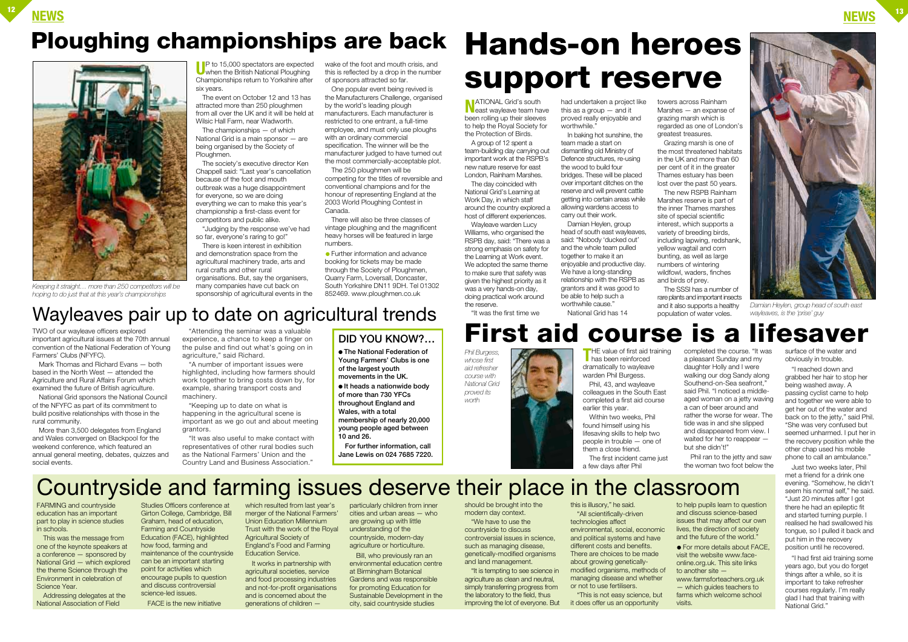# Ploughing championships are back

*Keeping it straight… more than 250 competitors will be hoping to do just that at this year's championships*

UP to 15,000 spectators are expected when the British National Ploughing Championships return to Yorkshire after six years.

The event on October 12 and 13 has attracted more than 250 ploughmen from all over the UK and it will be held at Wilsic Hall Farm, near Wadworth.

The championships — of which National Grid is a main sponsor — are being organised by the Society of Ploughmen.

The society's executive director Ken Chappell said: "Last year's cancellation because of the foot and mouth outbreak was a huge disappointment for everyone, so we are doing everything we can to make this year's championship a first-class event for competitors and public alike.

"Judging by the response we've had so far, everyone's raring to go!"

There is keen interest in exhibition and demonstration space from the agricultural machinery trade, arts and rural crafts and other rural organisations. But, say the organisers, many companies have cut back on sponsorship of agricultural events in the wake of the foot and mouth crisis, and this is reflected by a drop in the number of sponsors attracted so far.

One popular event being revived is the Manufacturers Challenge, organised by the world's leading plough manufacturers. Each manufacturer is restricted to one entrant, a full-time employee, and must only use ploughs with an ordinary commercial specification. The winner will be the manufacturer judged to have turned out the most commercially-acceptable plot.

The 250 ploughmen will be competing for the titles of reversible and conventional champions and for the honour of representing England at the 2003 World Ploughing Contest in Canada.

There will also be three classes of vintage ploughing and the magnificent heavy horses will be featured in large numbers.

- Further information and advance booking for tickets may be made through the Society of Ploughmen, Quarry Farm, Loversall, Doncaster, South Yorkshire DN11 9DH. Tel 01302 852469. www.ploughmen.co.uk

# Wayleaves pair up to date on agricultural trends

TWO of our wayleave officers explored important agricultural issues at the 70th annual convention of the National Federation of Young Farmers' Clubs (NFYFC).

Mark Thomas and Richard Evans — both based in the North West — attended the Agriculture and Rural Affairs Forum which examined the future of British agriculture.

National Grid sponsors the National Council of the NFYFC as part of its commitment to build positive relationships with those in the rural community.

More than 3,500 delegates from England and Wales converged on Blackpool for the weekend conference, which featured an annual general meeting, debates, quizzes and social events.

"Attending the seminar was a valuable experience, a chance to keep a finger on the pulse and find out what's going on in agriculture," said Richard.

"A number of important issues were highlighted, including how farmers should work together to bring costs down by, for example, sharing transport costs and machinery.

"Keeping up to date on what is happening in the agricultural scene is important as we go out and about meeting grantors.

"It was also useful to make contact with representatives of other rural bodies such as the National Farmers' Union and the Country Land and Business Association."

## DID YOU KNOW?...

- **The National Federation of Young Farmers' Clubs is one of the largest youth movements in the UK.**
- **It heads a nationwide body of more than 730 YFCs throughout England and Wales, with a total membership of nearly 20,000 young people aged between 10 and 26.**

**For further information, call Jane Lewis on 024 7685 7220.**

# Hands-on heroes support reserve

NATIONAL Grid's south east wayleave team have been rolling up their sleeves to help the Royal Society for the Protection of Birds.

A group of 12 spent a team-building day carrying out important work at the RSPB's new nature reserve for east London, Rainham Marshes.

The day coincided with National Grid's Learning at Work Day, in which staff around the country explored a host of different experiences.

Wayleave warden Lucy Williams, who organised the RSPB day, said: "There was a strong emphasis on safety for the Learning at Work event. We adopted the same theme to make sure that safety was given the highest priority as it was a very hands-on day, doing practical work around the reserve.

"It was the first time we had undertaken a project like this as a group — and it proved really enjoyable and worthwhile."

In baking hot sunshine, the team made a start on dismantling old Ministry of Defence structures, re-using the wood to build four bridges. These will be placed over important ditches on the reserve and will prevent cattle getting into certain areas while allowing wardens access to carry out their work.

Damian Heylen, group head of south east wayleaves, said: "Nobody 'ducked out' and the whole team pulled together to make it an enjoyable and productive day. We have a long-standing relationship with the RSPB as grantors and it was good to be able to help such a worthwhile cause."

National Grid has 14 towers across Rainham Marshes — an expanse of grazing marsh which is regarded as one of London's greatest treasures.

Grazing marsh is one of the most threatened habitats in the UK and more than 60 per cent of it in the greater Thames estuary has been lost over the past 50 years.

The new RSPB Rainham Marshes reserve is part of the inner Thames marshes site of special scientific interest, which supports a variety of breeding birds, including lapwing, redshank, yellow wagtail and corn bunting, as well as large numbers of wintering wildfowl, waders, finches and birds of prey.

The SSSI has a number of rare plants and important insects and it also supports a healthy population of water voles.

*Damian Heylen, group head of south east wayleaves, is the 'prise' guy*

# First aid course is a lifesaver

*Phil Burgess, whose first aid refresher course with National Grid proved its worth*

THE value of first aid training has been reinforced dramatically to wayleave warden Phil Burgess.

Phil, 43, and wayleave colleagues in the South East completed a first aid course earlier this year.

Within two weeks, Phil found himself using his lifesaving skills to help two people in trouble — one of them a close friend.

The first incident came just a few days after Phil completed the course. "It was a pleasant Sunday and my daughter Holly and I were walking our dog Sandy along Southend-on-Sea seafront," said Phil. "I noticed a middle-aged woman on a jetty waving a can of beer around and rather the worse for wear. The tide was in and she slipped and disappeared from view. I waited for her to reappear — but she didn't!"

Phil ran to the jetty and saw the woman two foot below the surface of the water and obviously in trouble.

"I reached down and grabbed her hair to stop her being washed away. A passing cyclist came to help and together we were able to get her out of the water and back on to the jetty," said Phil. "She was very confused but seemed unharmed. I put her in the recovery position while the other chap used his mobile phone to call an ambulance."

Just two weeks later, Phil met a friend for a drink one evening. "Somehow, he didn't seem his normal self," he said. "Just 20 minutes after I got there he had an epileptic fit and started turning purple. I realised he had swallowed his tongue, so I pulled it back and put him in the recovery position until he recovered.

"I had first aid training some years ago, but you do forget things after a while, so it is important to take refresher courses regularly. I'm really glad I had that training with National Grid."

# Countryside and farming issues deserve their place in the classroom

FARMING and countryside education has an important part to play in science studies in schools.

This was the message from one of the keynote speakers at a conference — sponsored by National Grid — which explored the theme Science through the Environment in celebration of Science Year.

Addressing delegates at the National Association of Field Studies Officers conference at Girton College, Cambridge, Bill Graham, head of education, Farming and Countryside Education (FACE), highlighted how food, farming and maintenance of the countryside can be an important starting point for activities which encourage pupils to question and discuss controversial science-led issues.

FACE is the new initiative which resulted from last year's merger of the National Farmers' Union Education Millennium Trust with the work of the Royal Agricultural Society of England's Food and Farming Education Service.

It works in partnership with agricultural societies, service and food processing industries and not-for-profit organisations and is concerned about the generations of children — particularly children from inner cities and urban areas — who are growing up with little understanding of the countryside, modern-day agriculture or horticulture.

Bill, who previously ran an environmental education centre at Birmingham Botanical Gardens and was responsible for promoting Education for Sustainable Development in the city, said countryside studies should be brought into the modern day context.

"We have to use the countryside to discuss controversial issues in science, such as managing disease, genetically-modified organisms and land management.

"It is tempting to see science in agriculture as clean and neutral, simply transferring progress from the laboratory to the field, thus improving the lot of everyone. But this is illusory," he said.

"All scientifically-driven technologies affect environmental, social, economic and political systems and have different costs and benefits. There are choices to be made about growing genetically-modified organisms, methods of managing disease and whether or not to use fertilisers.

"This is not easy science, but it does offer us an opportunity to help pupils learn to question and discuss science-based issues that may affect our own lives, the direction of society and the future of the world."

- For more details about FACE, visit the website www.face-online.org.uk. This site links to another site — www.farmsforteachers.org.uk — which guides teachers to farms which welcome school visits.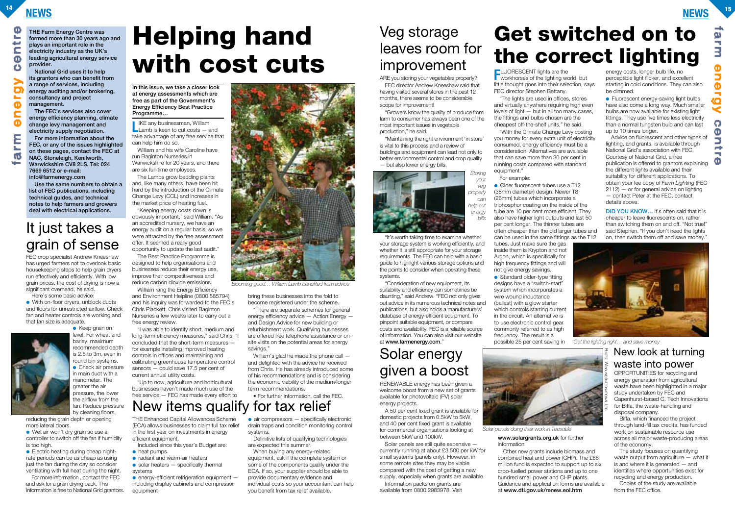THE Farm Energy Centre was formed more than 30 years ago and plays an important role in the electricity industry as the UK's leading agricultural energy service provider.

National Grid uses it to help its grantors who can benefit from a range of services, including energy auditing and/or brokering, consultancy and project management.

The FEC's services also cover energy efficiency planning, climate change levy management and electricity supply negotiation.

For more information about the FEC, or any of the issues highlighted on these pages, contact the FEC at NAC, Stoneleigh, Kenilworth, Warwickshire CV8 2LS. Tel: 024 7669 6512 or e-mail: info@farmenergy.com

Use the same numbers to obtain a list of FEC publications, including technical guides, and technical notes to help farmers and growers deal with electrical applications.

# It just takes a grain of sense

FEC crop specialist Andrew Kneeshaw has urged farmers not to overlook basic housekeeping steps to help grain dryers run effectively and efficiently. With low grain prices, the cost of drying is now a significant overhead, he said.

Here's some basic advice:

- With on-floor dryers, unblock ducts and floors for unrestricted airflow. Check fan and heater controls are working and that fan size is adequate.
- Keep grain on level. For wheat and barley, maximum recommended depth is 2.5 to 3m, even in round bin systems.
- Check air pressure in main duct with a manometer. The greater the air pressure, the lower the airflow from the fan. Reduce pressure by cleaning floors, reducing the grain depth or opening more lateral doors.
- Wet air won't dry grain so use a controller to switch off the fan if humidity is too high.
- Electric heating during cheap night-rate periods can be as cheap as using just the fan during the day so consider ventilating with full heat during the night.

For more information , contact the FEC and ask for a grain drying pack. This information is free to National Grid grantors.

# Helping hand with cost cuts

**In this issue, we take a closer look at energy assessments which are free as part of the Government's Energy Efficiency Best Practice Programme…**

LIKE any businessman, William Lamb is keen to cut costs — and take advantage of any free service that can help him do so.

William and his wife Caroline have run Baginton Nurseries in Warwickshire for 20 years, and there are six full-time employees.

The Lambs grow bedding plants and, like many others, have been hit hard by the introduction of the Climate Change Levy (CCL) and increases in the market price of heating fuel.

"Keeping energy costs down is obviously important," said William. "As an accredited nursery, we have an energy audit on a regular basis, so we were attracted by the free assessment offer. It seemed a really good opportunity to update the last audit."

The Best Practice Programme is designed to help organisations and businesses reduce their energy use, improve their competitiveness and reduce carbon dioxide emissions.

William rang the Energy Efficiency and Environment Helpline (0800 585794) and his inquiry was forwarded to the FEC's Chris Plackett. Chris visited Baginton Nurseries a few weeks later to carry out a free energy review.

"I was able to identify short, medium and long-term efficiency measures," said Chris. "I concluded that the short-term measures — for example installing improved heating controls in offices and maintaining and calibrating greenhouse temperature control sensors — could save 17.5 per cent of current annual utility costs.

"Up to now, agriculture and horticultural businesses haven't made much use of the free service — FEC has made every effort to bring these businesses into the fold to become registered under the scheme.

"There are separate schemes for general energy efficiency advice — Action Energy — and Design Advice for new building or refurbishment work. Qualifying businesses are offered free telephone assistance or on-site visits on the potential areas for energy savings."

William's glad he made the phone call — and delighted with the advice he received from Chris. He has already introduced some of his recommendations and is considering the economic viability of the medium/longer term recommendations.

- For further information, call the FEC.

*Blooming good… William Lamb benefited from advice*

# New items qualify for tax relief

THE Enhanced Capital Allowances Scheme (ECA) allows businesses to claim full tax relief in the first year on investments in energy efficient equipment.

Included since this year's Budget are:

- heat pumps
- radiant and warm-air heaters
- solar heaters — specifically thermal systems
- energy-efficient refrigeration equipment — including display cabinets and compressor equipment
- air compressors — specifically electronic drain traps and condition monitoring control systems.

Definitive lists of qualifying technologies are expected this summer.

When buying any energy-related equipment, ask if the complete system or some of the components qualify under the ECA. If so, your supplier should be able to provide documentary evidence and individual costs so your accountant can help you benefit from tax relief available.

# Veg storage leaves room for improvement

ARE you storing your vegetables properly?

FEC director Andrew Kneeshaw said that having visited several stores in the past 12 months, there seems to be considerable scope for improvement!

"Growers know the quality of produce from farm to consumer has always been one of the most important issues in vegetable production," he said.

"Maintaining the right environment 'in store' is vital to this process and a review of buildings and equipment can lead not only to better environmental control and crop quality — but also lower energy bills.

*Storing your veg properly can help cut energy bills*

"It's worth taking time to examine whether your storage system is working efficiently, and whether it is still appropriate for your storage requirements. The FEC can help with a basic guide to highlight various storage options and the points to consider when operating these systems.

"Consideration of new equipment, its suitability and efficiency can sometimes be daunting," said Andrew. "FEC not only gives out advice in its numerous technical notes and publications, but also holds a manufacturers' database of energy-efficient equipment. To pinpoint suitable equipment, or compare costs and availability, FEC is a reliable source of information. You can also visit our website at **www.farmenergy.com**."

# Solar energy given a boost

RENEWABLE energy has been given a welcome boost from a new set of grants available for photovoltaic (PV) solar energy projects.

A 50 per cent fixed grant is available for domestic projects from 0.5kW to 5kW, and 40 per cent fixed grant is available for commercial organisations looking at between 5kW and 100kW.

Solar panels are still quite expensive — currently running at about £3,500 per kW for small systems (panels only). However, in some remote sites they may be viable compared with the cost of getting a new supply, especially when grants are available.

Information packs on grants are available from 0800 2983978. Visit **www.solargrants.org.uk** for further information.

Other new grants include biomass and combined heat and power (CHP). The £66 million fund is expected to support up to six crop-fuelled power stations and up to one hundred small power and CHP plants. Guidance and application forms are available at **www.dti.gov.uk/renew.eoi.htm**

*Solar panels doing their work in Teesdale*

Photo: Windlind International Ltd

# Get switched on to the correct lighting

FLUORESCENT lights are the workhorses of the lighting world, but little thought goes into their selection, says FEC director Stephen Bettany.

"The lights are used in offices, stores and virtually anywhere requiring high even levels of light — but in all too many cases, the fittings and bulbs chosen are the cheapest off-the-shelf units," he said.

"With the Climate Change Levy costing you money for every extra unit of electricity consumed, energy efficiency must be a consideration. Alternatives are available that can save more than 30 per cent in running costs compared with standard equipment."

For example:

- Older fluorescent tubes use a T12 (38mm diameter) design. Newer T8 (26mm) tubes which incorporate a triphosphor coating on the inside of the tube are 10 per cent more efficient. They also have higher light outputs and last 50 per cent longer. The thinner tubes are often cheaper than the old larger tubes and can be used in the same fittings as the T12 tubes. Just make sure the gas inside them is Krypton and not Argon, which is specifically for high frequency fittings and will not give energy savings.
- Standard older-type fitting designs have a "switch-start" system which incorporates a wire wound inductance (ballast) with a glow starter which controls starting current in the circuit. An alternative is to use electronic control gear commonly referred to as high frequency. The result is a possible 25 per cent saving in energy costs, longer bulb life, no perceptible light flicker, and excellent starting in cold conditions. They can also be dimmed.
- Fluorescent energy-saving light bulbs have also come a long way. Much smaller bulbs are now available for existing light fittings. They use five times less electricity than a normal tungsten bulb and can last up to 10 times longer.

Advice on fluorescent and other types of lighting, and grants, is available through National Grid's association with FEC. Courtesy of National Grid, a free publication is offered to grantors explaining the different lights available and their suitability for different applications. To obtain your fee copy of *Farm Lighting* (FEC 2112) — or for general advice on lighting — contact Peter at the FEC, contact details above.

**DID YOU KNOW…** it's often said that it is cheaper to leave fluorescents on, rather than switching them on and off. "Not true!" said Stephen. "If you don't need the lights on, then switch them off and save money."

*Get the lighting right… and save money*

# New look at turning waste into power

OPPORTUNITIES for recycling and energy generation from agricultural waste have been highlighted in a major study undertaken by FEC and Capenhurst-based C. Tech Innovations for Biffa, the waste-handling and disposal company.

Biffa, which financed the project through land-fill tax credits, has funded work on sustainable resource use across all major waste-producing areas of the economy.

The study focuses on quantifying waste output from agriculture — what it is and where it is generated — and identifies where opportunities exist for recycling and energy production.

Copies of the study are available from the FEC office.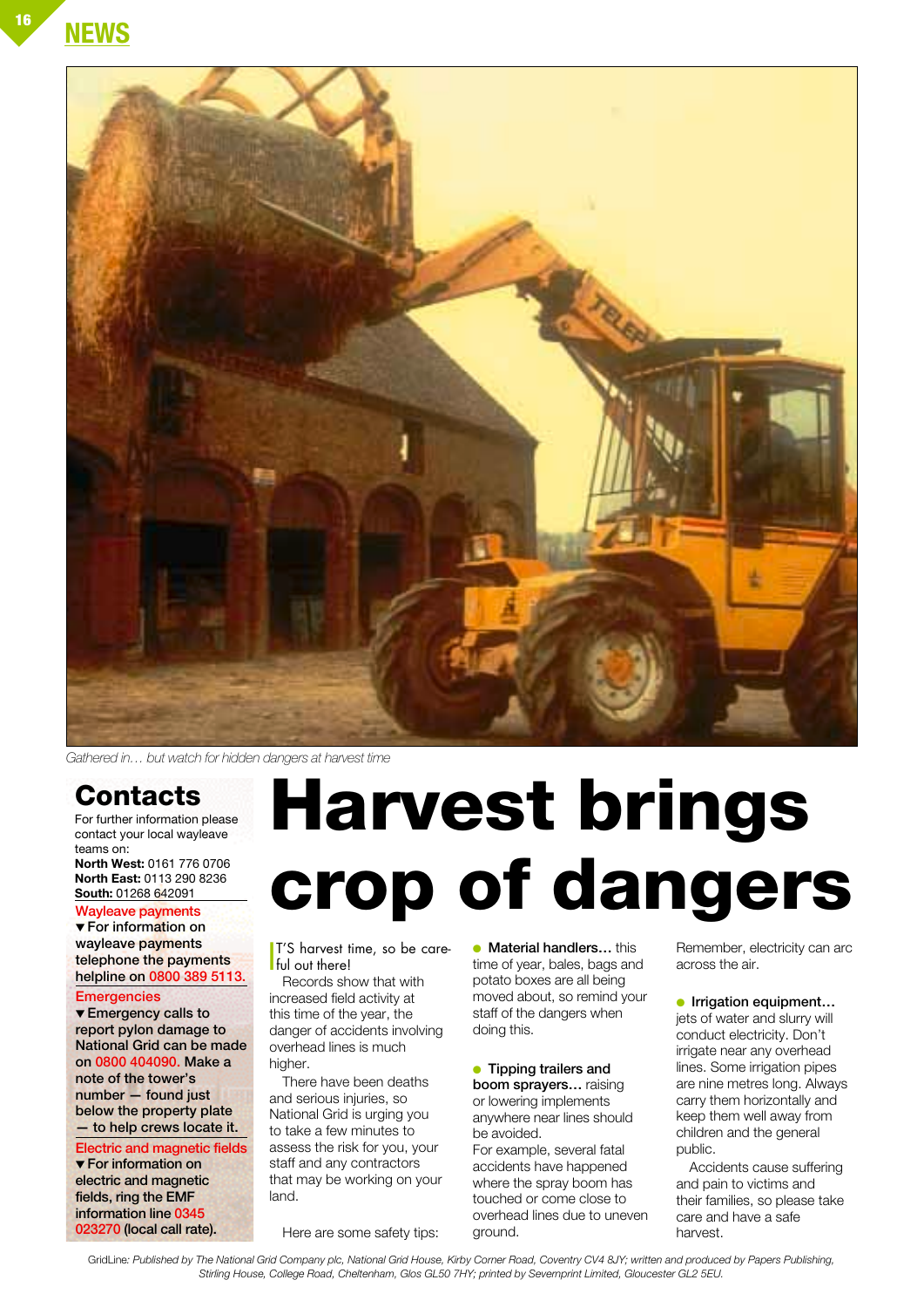NEWS

*Gathered in… but watch for hidden dangers at harvest time*

# Harvest brings crop of dangers

IT'S harvest time, so be careful out there!

Records show that with increased field activity at this time of the year, the danger of accidents involving overhead lines is much higher.

There have been deaths and serious injuries, so National Grid is urging you to take a few minutes to assess the risk for you, your staff and any contractors that may be working on your land.

Here are some safety tips:

- **Material handlers…** this time of year, bales, bags and potato boxes are all being moved about, so remind your staff of the dangers when doing this.

- **Tipping trailers and boom sprayers…** raising or lowering implements anywhere near lines should be avoided.

For example, several fatal accidents have happened where the spray boom has touched or come close to overhead lines due to uneven ground.

Remember, electricity can arc across the air.

- **Irrigation equipment…** jets of water and slurry will conduct electricity. Don't irrigate near any overhead lines. Some irrigation pipes are nine metres long. Always carry them horizontally and keep them well away from children and the general public.

Accidents cause suffering and pain to victims and their families, so please take care and have a safe harvest.

## Contacts

For further information please contact your local wayleave teams on:

**North West:** 0161 776 0706
**North East:** 0113 290 8236
**South:** 01268 642091

### Wayleave payments

▼ **For information on wayleave payments telephone the payments helpline on 0800 389 5113.**

### Emergencies

▼ **Emergency calls to report pylon damage to National Grid can be made on 0800 404090. Make a note of the tower's number — found just below the property plate — to help crews locate it.**

### Electric and magnetic fields

▼ **For information on electric and magnetic fields, ring the EMF information line 0345 023270 (local call rate).**

GridLine: *Published by The National Grid Company plc, National Grid House, Kirby Corner Road, Coventry CV4 8JY; written and produced by Papers Publishing, Stirling House, College Road, Cheltenham, Glos GL50 7HY; printed by Severnprint Limited, Gloucester GL2 5EU.*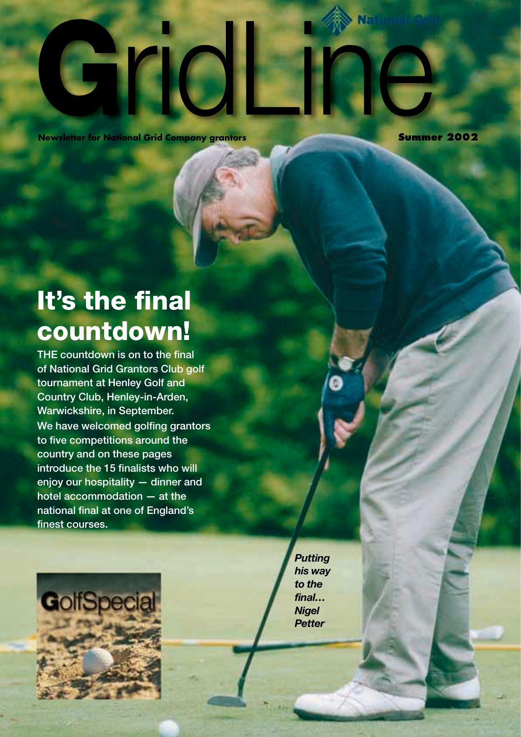# GridLine

**Newsletter for National Grid Company grantors** **Summer 2002**

## It's the final countdown!

THE countdown is on to the final of National Grid Grantors Club golf tournament at Henley Golf and Country Club, Henley-in-Arden, Warwickshire, in September.

We have welcomed golfing grantors to five competitions around the country and on these pages introduce the 15 finalists who will enjoy our hospitality — dinner and hotel accommodation — at the national final at one of England's finest courses.

GolfSpecial

*Putting his way to the final… Nigel Petter*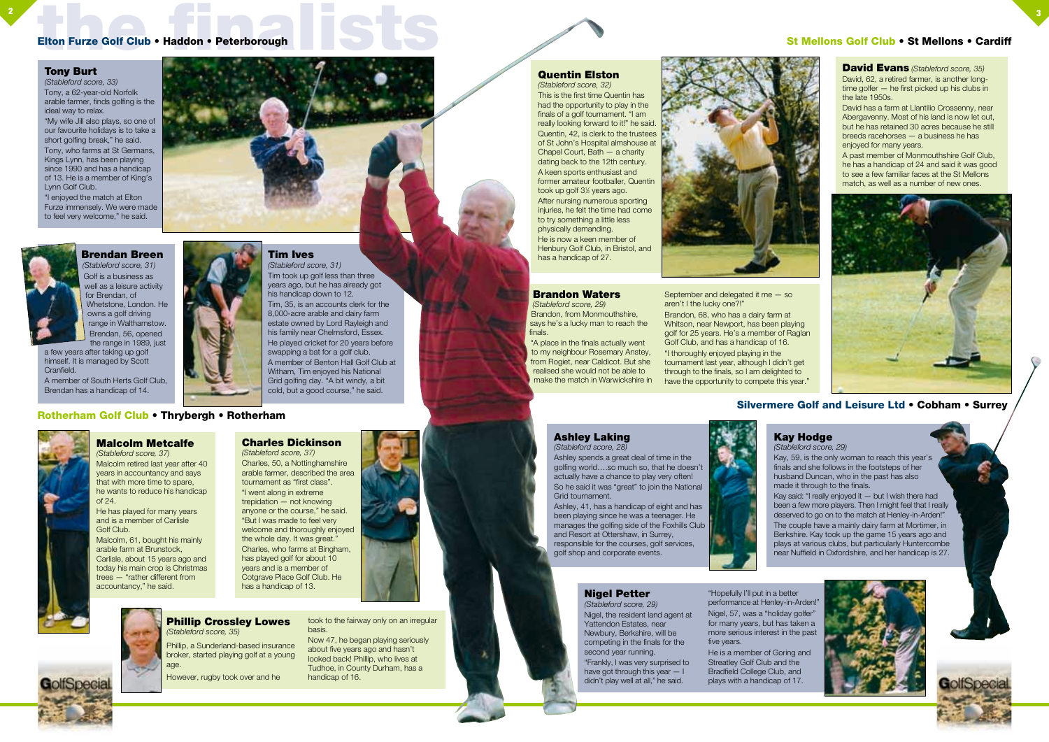# the finalists

## Elton Furze Golf Club • Haddon • Peterborough

### Tony Burt

*(Stableford score, 33)*

Tony, a 62-year-old Norfolk arable farmer, finds golfing is the ideal way to relax.

"My wife Jill also plays, so one of our favourite holidays is to take a short golfing break," he said.

Tony, who farms at St Germans, Kings Lynn, has been playing since 1990 and has a handicap of 13. He is a member of King's Lynn Golf Club.

"I enjoyed the match at Elton Furze immensely. We were made to feel very welcome," he said.

### Brendan Breen

*(Stableford score, 31)*

Golf is a business as well as a leisure activity for Brendan, of Whetstone, London. He owns a golf driving range in Walthamstow. Brendan, 56, opened the range in 1989, just a few years after taking up golf himself. It is managed by Scott Cranfield.

A member of South Herts Golf Club, Brendan has a handicap of 14.

### Tim Ives

*(Stableford score, 31)*

Tim took up golf less than three years ago, but he has already got his handicap down to 12.

Tim, 35, is an accounts clerk for the 8,000-acre arable and dairy farm estate owned by Lord Rayleigh and his family near Chelmsford, Essex.

He played cricket for 20 years before swapping a bat for a golf club.

A member of Benton Hall Golf Club at Witham, Tim enjoyed his National Grid golfing day. "A bit windy, a bit cold, but a good course," he said.

## Rotherham Golf Club • Thrybergh • Rotherham

### Malcolm Metcalfe

*(Stableford score, 37)*

Malcolm retired last year after 40 years in accountancy and says that with more time to spare, he wants to reduce his handicap of 24.

He has played for many years and is a member of Carlisle Golf Club.

Malcolm, 61, bought his mainly arable farm at Brunstock, Carlisle, about 15 years ago and today his main crop is Christmas trees — "rather different from accountancy," he said.

### Charles Dickinson

*(Stableford score, 37)*

Charles, 50, a Nottinghamshire arable farmer, described the area tournament as "first class".

"I went along in extreme trepidation — not knowing anyone or the course," he said. "But I was made to feel very welcome and thoroughly enjoyed the whole day. It was great."

Charles, who farms at Bingham, has played golf for about 10 years and is a member of Cotgrave Place Golf Club. He has a handicap of 13.

### Phillip Crossley Lowes

*(Stableford score, 35)*

Phillip, a Sunderland-based insurance broker, started playing golf at a young age.

However, rugby took over and he took to the fairway only on an irregular basis.

Now 47, he began playing seriously about five years ago and hasn't looked back! Phillip, who lives at Tudhoe, in County Durham, has a handicap of 16.

### Quentin Elston

*(Stableford score, 32)*

This is the first time Quentin has had the opportunity to play in the finals of a golf tournament. "I am really looking forward to it!" he said.

Quentin, 42, is clerk to the trustees of St John's Hospital almshouse at Chapel Court, Bath — a charity dating back to the 12th century.

A keen sports enthusiast and former amateur footballer, Quentin took up golf 3½ years ago.

After nursing numerous sporting injuries, he felt the time had come to try something a little less physically demanding.

He is now a keen member of Henbury Golf Club, in Bristol, and has a handicap of 27.

## St Mellons Golf Club • St Mellons • Cardiff

### David Evans

*(Stableford score, 35)*

David, 62, a retired farmer, is another long-time golfer — he first picked up his clubs in the late 1950s.

David has a farm at Llantilio Crossenny, near Abergavenny. Most of his land is now let out, but he has retained 30 acres because he still breeds racehorses — a business he has enjoyed for many years.

A past member of Monmouthshire Golf Club, he has a handicap of 24 and said it was good to see a few familiar faces at the St Mellons match, as well as a number of new ones.

### Brandon Waters

*(Stableford score, 29)*

Brandon, from Monmouthshire, says he's a lucky man to reach the finals.

"A place in the finals actually went to my neighbour Rosemary Anstey, from Rogiet, near Caldicot. But she realised she would not be able to make the match in Warwickshire in September and delegated it me — so aren't I the lucky one?!"

Brandon, 68, who has a dairy farm at Whitson, near Newport, has been playing golf for 25 years. He's a member of Raglan Golf Club, and has a handicap of 16.

"I thoroughly enjoyed playing in the tournament last year, although I didn't get through to the finals, so I am delighted to have the opportunity to compete this year."

## Silvermere Golf and Leisure Ltd • Cobham • Surrey

### Ashley Laking

*(Stableford score, 28)*

Ashley spends a great deal of time in the golfing world....so much so, that he doesn't actually have a chance to play very often! So he said it was "great" to join the National Grid tournament.

Ashley, 41, has a handicap of eight and has been playing since he was a teenager. He manages the golfing side of the Foxhills Club and Resort at Ottershaw, in Surrey, responsible for the courses, golf services, golf shop and corporate events.

### Kay Hodge

*(Stableford score, 29)*

Kay, 59, is the only woman to reach this year's finals and she follows in the footsteps of her husband Duncan, who in the past has also made it through to the finals.

Kay said: "I really enjoyed it — but I wish there had been a few more players. Then I might feel that I really deserved to go on to the match at Henley-in-Arden!"

The couple have a mainly dairy farm at Mortimer, in Berkshire. Kay took up the game 15 years ago and plays at various clubs, but particularly Huntercombe near Nuffield in Oxfordshire, and her handicap is 27.

### Nigel Petter

*(Stableford score, 29)*

Nigel, the resident land agent at Yattendon Estates, near Newbury, will be competing in the finals for the second year running.

"Frankly, I was very surprised to have got through this year — I didn't play well at all," he said. "Hopefully I'll put in a better performance at Henley-in-Arden!"

Nigel, 57, was a "holiday golfer" for many years, but has taken a more serious interest in the past five years.

He is a member of Goring and Streatley Golf Club and the Bradfield College Golf Club, and plays with a handicap of 17.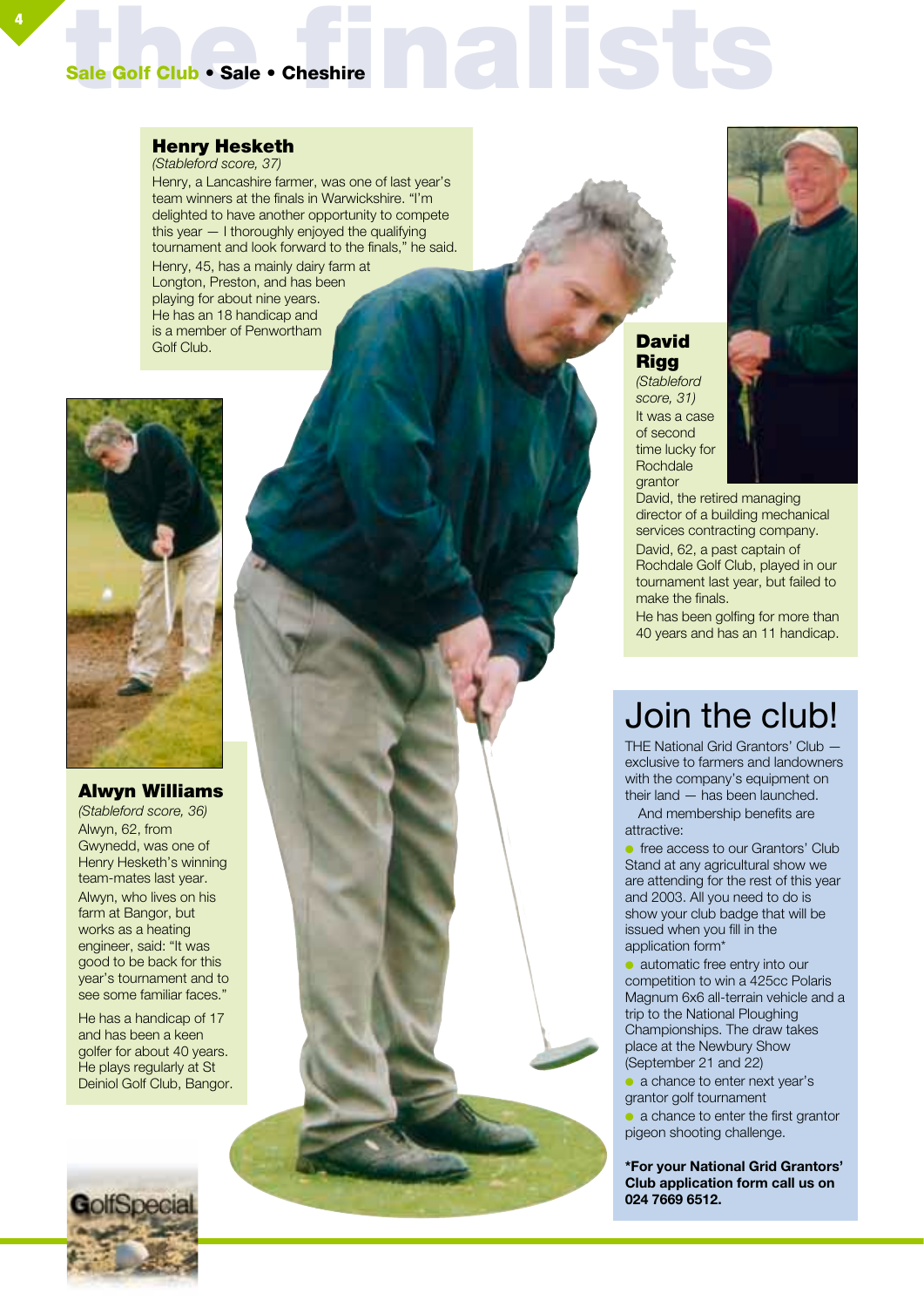# the finalists

**Sale Golf Club • Sale • Cheshire**

## Henry Hesketh

*(Stableford score, 37)*

Henry, a Lancashire farmer, was one of last year's team winners at the finals in Warwickshire. "I'm delighted to have another opportunity to compete this year — I thoroughly enjoyed the qualifying tournament and look forward to the finals," he said.

Henry, 45, has a mainly dairy farm at Longton, Preston, and has been playing for about nine years. He has an 18 handicap and is a member of Penwortham Golf Club.

## David Rigg

*(Stableford score, 31)*

It was a case of second time lucky for Rochdale grantor David, the retired managing director of a building mechanical services contracting company.

David, 62, a past captain of Rochdale Golf Club, played in our tournament last year, but failed to make the finals.

He has been golfing for more than 40 years and has an 11 handicap.

## Alwyn Williams

*(Stableford score, 36)*

Alwyn, 62, from Gwynedd, was one of Henry Hesketh's winning team-mates last year.

Alwyn, who lives on his farm at Bangor, but works as a heating engineer, said: "It was good to be back for this year's tournament and to see some familiar faces."

He has a handicap of 17 and has been a keen golfer for about 40 years. He plays regularly at St Deiniol Golf Club, Bangor.

# Join the club!

THE National Grid Grantors' Club — exclusive to farmers and landowners with the company's equipment on their land — has been launched.

And membership benefits are attractive:

- free access to our Grantors' Club Stand at any agricultural show we are attending for the rest of this year and 2003. All you need to do is show your club badge that will be issued when you fill in the application form*
- automatic free entry into our competition to win a 425cc Polaris Magnum 6x6 all-terrain vehicle and a trip to the National Ploughing Championships. The draw takes place at the Newbury Show (September 21 and 22)
- a chance to enter next year's grantor golf tournament
- a chance to enter the first grantor pigeon shooting challenge.

**\*For your National Grid Grantors' Club application form call us on 024 7669 6512.**

GolfSpecial